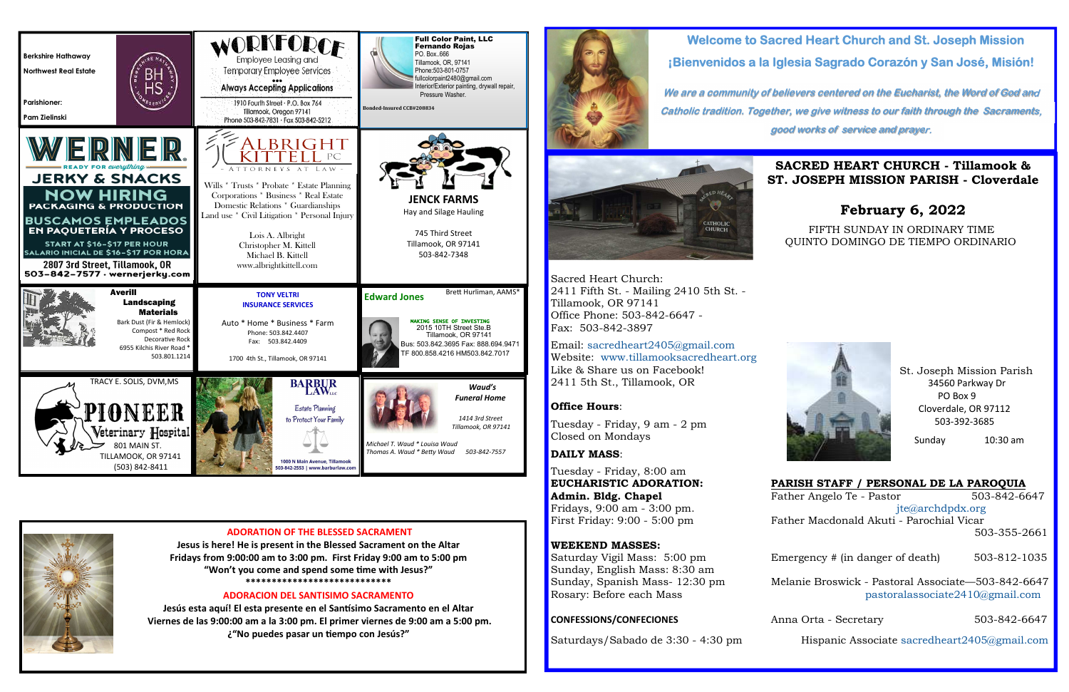## Welcome to Sacred Heart Church and St. Joseph Mission

## ¡Bienvenidos a la Iglesia Sagrado Corazón y San José, Misión!

*We are a community of believers centered on the Eucharist, the Word of God and Catholic tradition. Together, we give witness to our faith through the Sacraments, good works of service and prayer.*

# SACRED HEART CHURCH - Tillamook & ST. JOSEPH MISSION PARISH - Cloverdale

## February 6, 2022

FIFTH SUNDAY IN ORDINARY TIME
QUINTO DOMINGO DE TIEMPO ORDINARIO

Sacred Heart Church:
2411 Fifth St. - Mailing 2410 5th St. - Tillamook, OR 97141
Office Phone: 503-842-6647 -
Fax: 503-842-3897

Email: sacredheart2405@gmail.com
Website: www.tillamooksacredheart.org
Like & Share us on Facebook!
2411 5th St., Tillamook, OR

St. Joseph Mission Parish
34560 Parkway Dr
PO Box 9
Cloverdale, OR 97112
503-392-3685

Sunday 10:30 am

**Office Hours**:

Tuesday - Friday, 9 am - 2 pm
Closed on Mondays

**DAILY MASS**:

Tuesday - Friday, 8:00 am

**EUCHARISTIC ADORATION: Admin. Bldg. Chapel**
Fridays, 9:00 am - 3:00 pm.
First Friday: 9:00 - 5:00 pm

**WEEKEND MASSES:**
Saturday Vigil Mass: 5:00 pm
Sunday, English Mass: 8:30 am
Sunday, Spanish Mass- 12:30 pm
Rosary: Before each Mass

**CONFESSIONS/CONFECIONES**

Saturdays/Sabado de 3:30 - 4:30 pm

**PARISH STAFF / PERSONAL DE LA PAROQUIA**

Father Angelo Te - Pastor 503-842-6647
jte@archdpdx.org
Father Macdonald Akuti - Parochial Vicar 503-355-2661

Emergency # (in danger of death) 503-812-1035

Melanie Broswick - Pastoral Associate—503-842-6647
pastoralassociate2410@gmail.com

Anna Orta - Secretary 503-842-6647

Hispanic Associate sacredheart2405@gmail.com

---

**ADORATION OF THE BLESSED SACRAMENT**

**Jesus is here! He is present in the Blessed Sacrament on the Altar Fridays from 9:00:00 am to 3:00 pm. First Friday 9:00 am to 5:00 pm "Won't you come and spend some time with Jesus?"**

****************************

**ADORACION DEL SANTISIMO SACRAMENTO**

**Jesús esta aquí! El esta presente en el Santísimo Sacramento en el Altar Viernes de las 9:00:00 am a la 3:00 pm. El primer viernes de 9:00 am a 5:00 pm. ¿"No puedes pasar un tiempo con Jesús?"**

---

Berkshire Hathaway
Northwest Real Estate
Parishioner:
Pam Zielinski

WORKFORCE
Employee Leasing and Temporary Employee Services
Always Accepting Applications
1910 Fourth Street · P.O. Box 764
Tillamook, Oregon 97141
Phone 503-842-7831 · Fax 503-842-5212

Full Color Paint, LLC
Fernando Rojas
PO. Box..666
Tillamook, OR, 97141
Phone:503-801-0757
fullcolorpaint2480@gmail.com
Interior/Exterior painting, drywall repair, Pressure Washer.
Bonded-Insured CCB#208834

WERNER
READY FOR everything
JERKY & SNACKS
NOW HIRING
PACKAGING & PRODUCTION
BUSCAMOS EMPLEADOS EN PAQUETERÍA Y PROCESO
START AT $16-$17 PER HOUR
SALARIO INICIAL DE $16-$17 POR HORA
2807 3rd Street, Tillamook, OR
503-842-7577 · wernerjerky.com

ALBRIGHT KITTELL PC
ATTORNEYS AT LAW
Wills * Trusts * Probate * Estate Planning
Corporations * Business * Real Estate
Domestic Relations * Guardianships
Land use * Civil Litigation * Personal Injury
Lois A. Albright
Christopher M. Kittell
Michael B. Kittell
www.albrightkittell.com

JENCK FARMS
Hay and Silage Hauling
745 Third Street
Tillamook, OR 97141
503-842-7348

Averill Landscaping Materials
Bark Dust (Fir & Hemlock)
Compost * Red Rock
Decorative Rock
6955 Kilchis River Road *
503.801.1214

TONY VELTRI
INSURANCE SERVICES
Auto * Home * Business * Farm
Phone: 503.842.4407
Fax: 503.842.4409
1700 4th St., Tillamook, OR 97141

Edward Jones
Brett Hurliman, AAMS®
MAKING SENSE OF INVESTING
2015 10TH Street Ste.B
Tillamook, OR 97141
Bus: 503.842.3695 Fax: 888.694.9471
TF 800.858.4216 HM503.842.7017

TRACY E. SOLIS, DVM,MS
PIONEER Veterinary Hospital
801 MAIN ST.
TILLAMOOK, OR 97141
(503) 842-8411

BARBUR LAW LLC
Estate Planning to Protect Your Family
1000 N Main Avenue, Tillamook
503-842-2553 | www.barburlaw.com

Waud's Funeral Home
1414 3rd Street
Tillamook, OR 97141
Michael T. Waud * Louisa Waud
Thomas A. Waud * Betty Waud 503-842-7557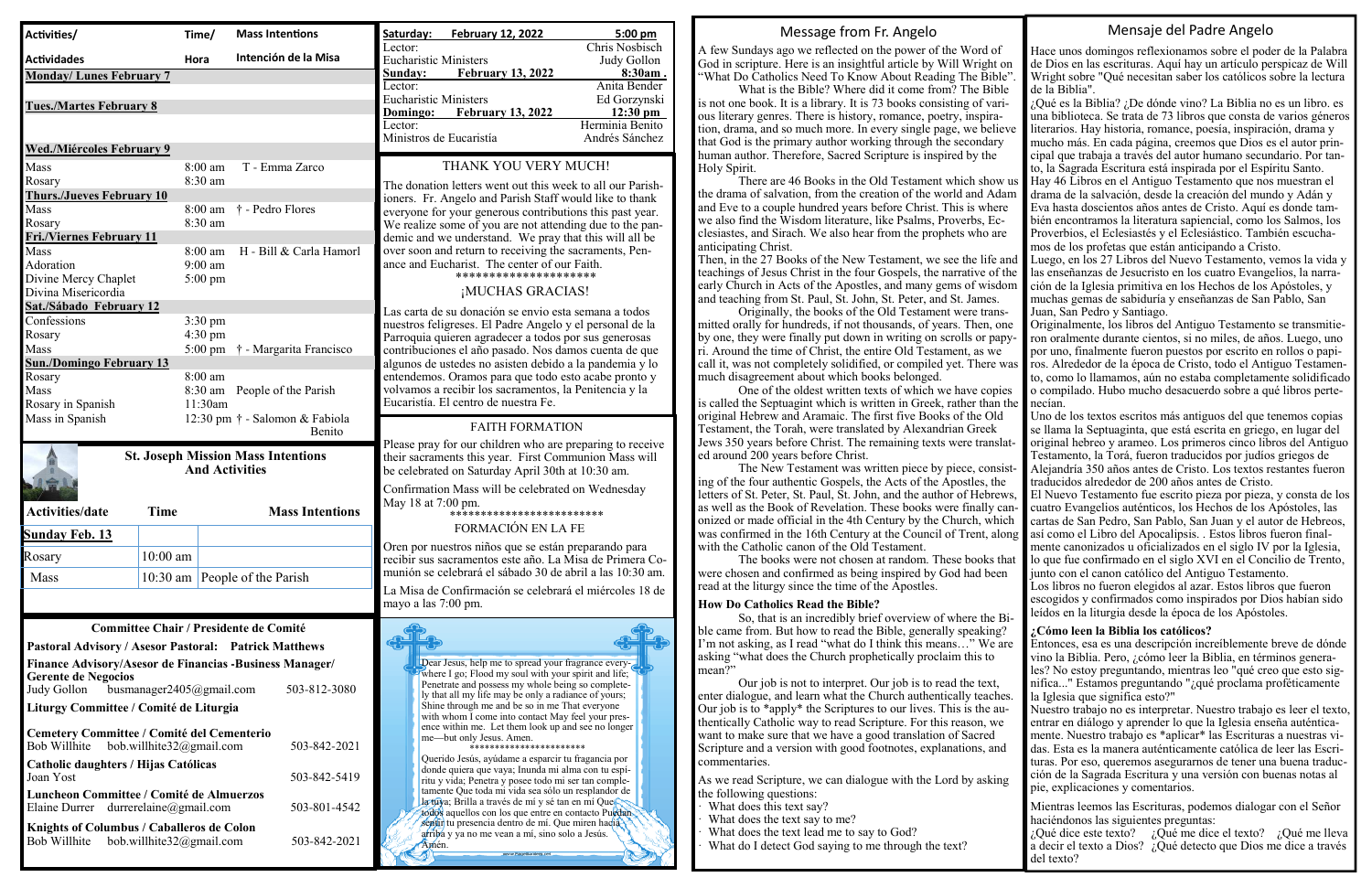| Activities/ Actividades | Time/ Hora | Mass Intentions Intención de la Misa |
|---|---|---|
| **Monday/ Lunes February 7** | | |
| **Tues./Martes February 8** | | |
| **Wed./Miércoles February 9** | | |
| Mass | 8:00 am | T - Emma Zarco |
| Rosary | 8:30 am | |
| **Thurs./Jueves February 10** | | |
| Mass | 8:00 am | † - Pedro Flores |
| Rosary | 8:30 am | |
| **Fri./Viernes February 11** | | |
| Mass | 8:00 am | H - Bill & Carla Hamorl |
| Adoration | 9:00 am | |
| Divine Mercy Chaplet Divina Misericordia | 5:00 pm | |
| **Sat./Sábado February 12** | | |
| Confessions | 3:30 pm | |
| Rosary | 4:30 pm | |
| Mass | 5:00 pm | † - Margarita Francisco |
| **Sun./Domingo February 13** | | |
| Rosary | 8:00 am | |
| Mass | 8:30 am | People of the Parish |
| Rosary in Spanish | 11:30am | |
| Mass in Spanish | 12:30 pm | † - Salomon & Fabiola Benito |

## St. Joseph Mission Mass Intentions And Activities

| Activities/date | Time | Mass Intentions |
|---|---|---|
| **Sunday Feb. 13** | | |
| Rosary | 10:00 am | |
| Mass | 10:30 am | People of the Parish |

**Committee Chair / Presidente de Comité**

**Pastoral Advisory / Asesor Pastoral: Patrick Matthews**

**Finance Advisory/Asesor de Financias -Business Manager/ Gerente de Negocios**
Judy Gollon busmanager2405@gmail.com 503-812-3080

**Liturgy Committee / Comité de Liturgia**

**Cemetery Committee / Comité del Cementerio**
Bob Willhite bob.willhite32@gmail.com 503-842-2021

**Catholic daughters / Hijas Católicas**
Joan Yost 503-842-5419

**Luncheon Committee / Comité de Almuerzos**
Elaine Durrer durrerelaine@gmail.com 503-801-4542

**Knights of Columbus / Caballeros de Colon**
Bob Willhite bob.willhite32@gmail.com 503-842-2021

| | |
|---|---|
| **Saturday: February 12, 2022** | **5:00 pm** |
| Lector: | Chris Nosbisch |
| Eucharistic Ministers | Judy Gollon |
| **Sunday: February 13, 2022** | **8:30am** |
| Lector: | Anita Bender |
| Eucharistic Ministers | Ed Gorzynski |
| **Domingo: February 13, 2022** | **12:30 pm** |
| Lector: | Herminia Benito |
| Ministros de Eucaristía | Andrés Sánchez |

## THANK YOU VERY MUCH!

The donation letters went out this week to all our Parishioners. Fr. Angelo and Parish Staff would like to thank everyone for your generous contributions this past year. We realize some of you are not attending due to the pandemic and we understand. We pray that this will all be over soon and return to receiving the sacraments, Penance and Eucharist. The center of our Faith.

*********************

## ¡MUCHAS GRACIAS!

Las carta de su donación se envio esta semana a todos nuestros feligreses. El Padre Angelo y el personal de la Parroquia quieren agradecer a todos por sus generosas contribuciones el año pasado. Nos damos cuenta de que algunos de ustedes no asisten debido a la pandemia y lo entendemos. Oramos para que todo esto acabe pronto y volvamos a recibir los sacramentos, la Penitencia y la Eucaristía. El centro de nuestra Fe.

## FAITH FORMATION

Please pray for our children who are preparing to receive their sacraments this year. First Communion Mass will be celebrated on Saturday April 30th at 10:30 am.

Confirmation Mass will be celebrated on Wednesday May 18 at 7:00 pm.

*************************

## FORMACIÓN EN LA FE

Oren por nuestros niños que se están preparando para recibir sus sacramentos este año. La Misa de Primera Comunión se celebrará el sábado 30 de abril a las 10:30 am.

La Misa de Confirmación se celebrará el miércoles 18 de mayo a las 7:00 pm.

Dear Jesus, help me to spread your fragrance everywhere I go; Flood my soul with your spirit and life; Penetrate and possess my whole being so completely that all my life may be only a radiance of yours; Shine through me and be so in me That everyone with whom I come into contact May feel your presence within me. Let them look up and see no longer me—but only Jesus. Amen.

**********************

Querido Jesús, ayúdame a esparcir tu fragancia por donde quiera que vaya; Inunda mi alma con tu espíritu y vida; Penetra y posee todo mi ser tan completamente Que toda mi vida sea sólo un resplandor de la tuya; Brilla a través de mí y sé tan en mí Que todos aquellos con los que entre en contacto Puedan sentir tu presencia dentro de mí. Que miren hacia arriba y ya no me vean a mí, sino solo a Jesús. Amén.

## Message from Fr. Angelo

A few Sundays ago we reflected on the power of the Word of God in scripture. Here is an insightful article by Will Wright on "What Do Catholics Need To Know About Reading The Bible".

What is the Bible? Where did it come from? The Bible is not one book. It is a library. It is 73 books consisting of various literary genres. There is history, romance, poetry, inspiration, drama, and so much more. In every single page, we believe that God is the primary author working through the secondary human author. Therefore, Sacred Scripture is inspired by the Holy Spirit.

There are 46 Books in the Old Testament which show us the drama of salvation, from the creation of the world and Adam and Eve to a couple hundred years before Christ. This is where we also find the Wisdom literature, like Psalms, Proverbs, Ecclesiastes, and Sirach. We also hear from the prophets who are anticipating Christ.

Then, in the 27 Books of the New Testament, we see the life and teachings of Jesus Christ in the four Gospels, the narrative of the early Church in Acts of the Apostles, and many gems of wisdom and teaching from St. Paul, St. John, St. Peter, and St. James.

Originally, the books of the Old Testament were transmitted orally for hundreds, if not thousands, of years. Then, one by one, they were finally put down in writing on scrolls or papyri. Around the time of Christ, the entire Old Testament, as we call it, was not completely solidified, or compiled yet. There was much disagreement about which books belonged.

One of the oldest written texts of which we have copies is called the Septuagint which is written in Greek, rather than the original Hebrew and Aramaic. The first five Books of the Old Testament, the Torah, were translated by Alexandrian Greek Jews 350 years before Christ. The remaining texts were translated around 200 years before Christ.

The New Testament was written piece by piece, consisting of the four authentic Gospels, the Acts of the Apostles, the letters of St. Peter, St. Paul, St. John, and the author of Hebrews, as well as the Book of Revelation. These books were finally canonized or made official in the 4th Century by the Church, which was confirmed in the 16th Century at the Council of Trent, along with the Catholic canon of the Old Testament.

The books were not chosen at random. These books that were chosen and confirmed as being inspired by God had been read at the liturgy since the time of the Apostles.

### How Do Catholics Read the Bible?

So, that is an incredibly brief overview of where the Bible came from. But how to read the Bible, generally speaking? I'm not asking, as I read "what do I think this means…" We are asking "what does the Church prophetically proclaim this to mean?"

Our job is not to interpret. Our job is to read the text, enter dialogue, and learn what the Church authentically teaches. Our job is to *apply* the Scriptures to our lives. This is the authentically Catholic way to read Scripture. For this reason, we want to make sure that we have a good translation of Sacred Scripture and a version with good footnotes, explanations, and commentaries.

As we read Scripture, we can dialogue with the Lord by asking the following questions:

- What does this text say?
- What does the text say to me?
- What does the text lead me to say to God?
- What do I detect God saying to me through the text?

## Mensaje del Padre Angelo

Hace unos domingos reflexionamos sobre el poder de la Palabra de Dios en las escrituras. Aquí hay un artículo perspicaz de Will Wright sobre "Qué necesitan saber los católicos sobre la lectura de la Biblia".

¿Qué es la Biblia? ¿De dónde vino? La Biblia no es un libro. es una biblioteca. Se trata de 73 libros que consta de varios géneros literarios. Hay historia, romance, poesía, inspiración, drama y mucho más. En cada página, creemos que Dios es el autor principal que trabaja a través del autor humano secundario. Por tanto, la Sagrada Escritura está inspirada por el Espíritu Santo.

Hay 46 Libros en el Antiguo Testamento que nos muestran el drama de la salvación, desde la creación del mundo y Adán y Eva hasta doscientos años antes de Cristo. Aquí es donde también encontramos la literatura sapiencial, como los Salmos, los Proverbios, el Eclesiastés y el Eclesiástico. También escuchamos de los profetas que están anticipando a Cristo.

Luego, en los 27 Libros del Nuevo Testamento, vemos la vida y las enseñanzas de Jesucristo en los cuatro Evangelios, la narración de la Iglesia primitiva en los Hechos de los Apóstoles, y muchas gemas de sabiduría y enseñanzas de San Pablo, San Juan, San Pedro y Santiago.

Originalmente, los libros del Antiguo Testamento se transmitieron oralmente durante cientos, si no miles, de años. Luego, uno por uno, finalmente fueron puestos por escrito en rollos o papiros. Alrededor de la época de Cristo, todo el Antiguo Testamento, como lo llamamos, aún no estaba completamente solidificado o compilado. Hubo mucho desacuerdo sobre a qué libros pertenecían.

Uno de los textos escritos más antiguos del que tenemos copias se llama la Septuaginta, que está escrita en griego, en lugar del original hebreo y arameo. Los primeros cinco libros del Antiguo Testamento, la Torá, fueron traducidos por judíos griegos de Alejandría 350 años antes de Cristo. Los textos restantes fueron traducidos alrededor de 200 años antes de Cristo.

El Nuevo Testamento fue escrito pieza por pieza, y consta de los cuatro Evangelios auténticos, los Hechos de los Apóstoles, las cartas de San Pedro, San Pablo, San Juan y el autor de Hebreos, así como el Libro del Apocalipsis. . Estos libros fueron finalmente canonizados u oficializados en el siglo IV por la Iglesia, lo que fue confirmado en el siglo XVI en el Concilio de Trento, junto con el canon católico del Antiguo Testamento.

Los libros no fueron elegidos al azar. Estos libros que fueron escogidos y confirmados como inspirados por Dios habían sido leídos en la liturgia desde la época de los Apóstoles.

### ¿Cómo leen la Biblia los católicos?

Entonces, esa es una descripción increíblemente breve de dónde vino la Biblia. Pero, ¿cómo leer la Biblia, en términos generales? No estoy preguntando, mientras leo "qué creo que esto significa..." Estamos preguntando "¿qué proclama proféticamente la Iglesia que significa esto?"

Nuestro trabajo no es interpretar. Nuestro trabajo es leer el texto, entrar en diálogo y aprender lo que la Iglesia enseña auténticamente. Nuestro trabajo es *aplicar* las Escrituras a nuestras vidas. Esta es la manera auténticamente católica de leer las Escrituras. Por eso, queremos asegurarnos de tener una buena traducción de la Sagrada Escritura y una versión con buenas notas al pie, explicaciones y comentarios.

Mientras leemos las Escrituras, podemos dialogar con el Señor haciéndonos las siguientes preguntas:

¿Qué dice este texto? ¿Qué me dice el texto? ¿Qué me lleva a decir el texto a Dios? ¿Qué detecto que Dios me dice a través del texto?